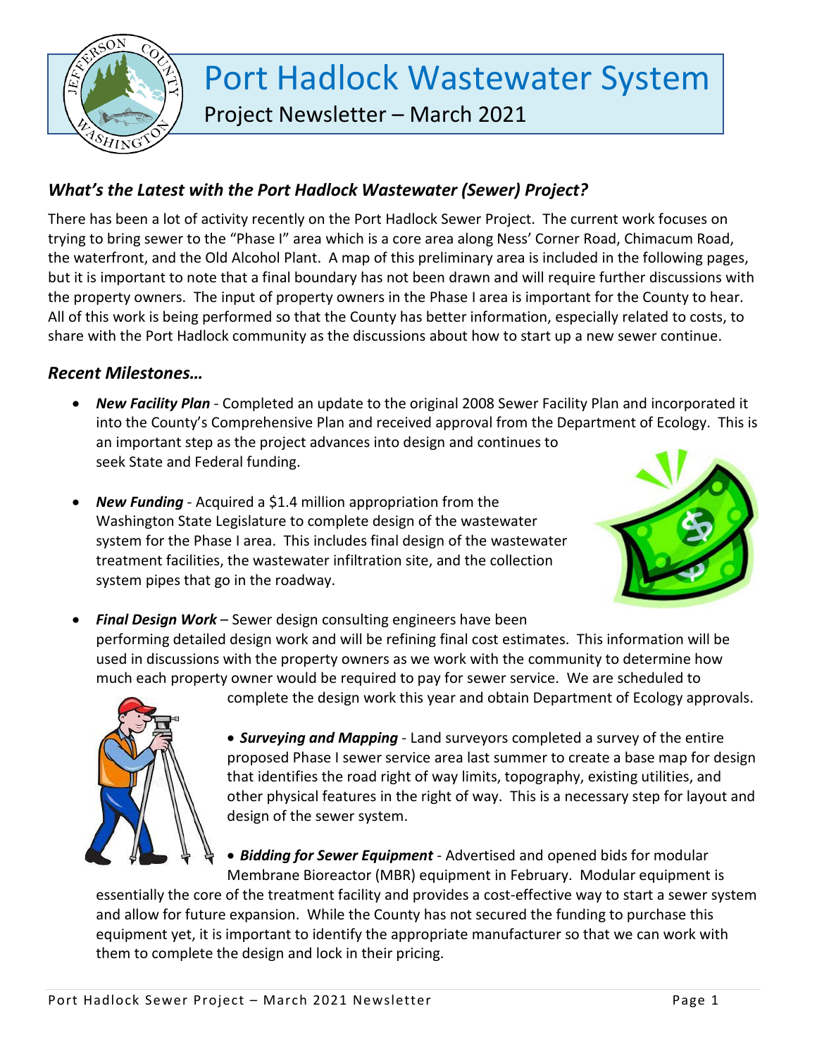# Port Hadlock Wastewater System

## Project Newsletter – March 2021

### *What's the Latest with the Port Hadlock Wastewater (Sewer) Project?*

There has been a lot of activity recently on the Port Hadlock Sewer Project. The current work focuses on trying to bring sewer to the "Phase I" area which is a core area along Ness' Corner Road, Chimacum Road, the waterfront, and the Old Alcohol Plant. A map of this preliminary area is included in the following pages, but it is important to note that a final boundary has not been drawn and will require further discussions with the property owners. The input of property owners in the Phase I area is important for the County to hear. All of this work is being performed so that the County has better information, especially related to costs, to share with the Port Hadlock community as the discussions about how to start up a new sewer continue.

### *Recent Milestones…*

- ***New Facility Plan*** - Completed an update to the original 2008 Sewer Facility Plan and incorporated it into the County's Comprehensive Plan and received approval from the Department of Ecology. This is an important step as the project advances into design and continues to seek State and Federal funding.
- ***New Funding*** - Acquired a $1.4 million appropriation from the Washington State Legislature to complete design of the wastewater system for the Phase I area. This includes final design of the wastewater treatment facilities, the wastewater infiltration site, and the collection system pipes that go in the roadway.
- ***Final Design Work*** – Sewer design consulting engineers have been performing detailed design work and will be refining final cost estimates. This information will be used in discussions with the property owners as we work with the community to determine how much each property owner would be required to pay for sewer service. We are scheduled to complete the design work this year and obtain Department of Ecology approvals.
- ***Surveying and Mapping*** - Land surveyors completed a survey of the entire proposed Phase I sewer service area last summer to create a base map for design that identifies the road right of way limits, topography, existing utilities, and other physical features in the right of way. This is a necessary step for layout and design of the sewer system.
- ***Bidding for Sewer Equipment*** - Advertised and opened bids for modular Membrane Bioreactor (MBR) equipment in February. Modular equipment is essentially the core of the treatment facility and provides a cost-effective way to start a sewer system and allow for future expansion. While the County has not secured the funding to purchase this equipment yet, it is important to identify the appropriate manufacturer so that we can work with them to complete the design and lock in their pricing.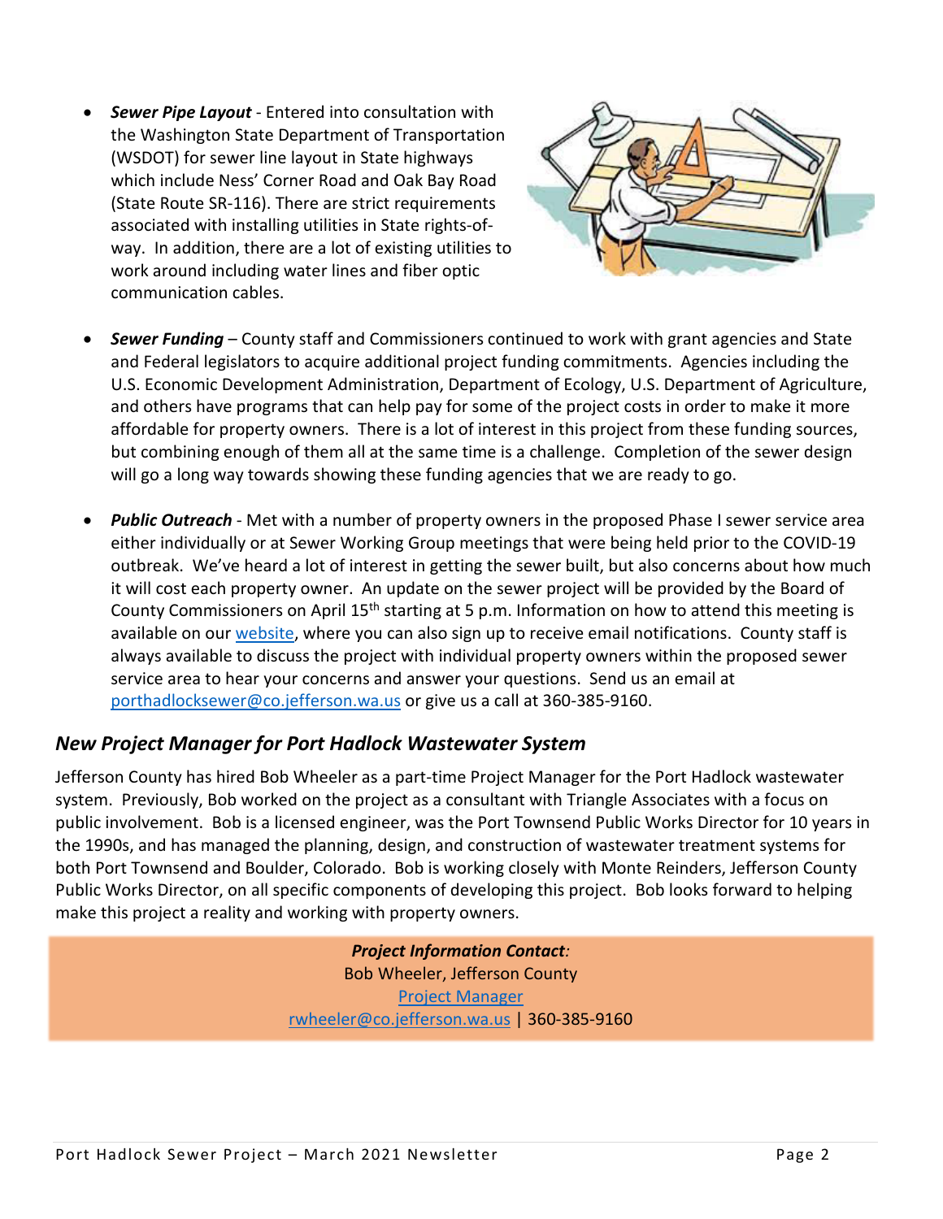- ***Sewer Pipe Layout*** - Entered into consultation with the Washington State Department of Transportation (WSDOT) for sewer line layout in State highways which include Ness' Corner Road and Oak Bay Road (State Route SR-116). There are strict requirements associated with installing utilities in State rights-of-way. In addition, there are a lot of existing utilities to work around including water lines and fiber optic communication cables.

- ***Sewer Funding*** – County staff and Commissioners continued to work with grant agencies and State and Federal legislators to acquire additional project funding commitments. Agencies including the U.S. Economic Development Administration, Department of Ecology, U.S. Department of Agriculture, and others have programs that can help pay for some of the project costs in order to make it more affordable for property owners. There is a lot of interest in this project from these funding sources, but combining enough of them all at the same time is a challenge. Completion of the sewer design will go a long way towards showing these funding agencies that we are ready to go.

- ***Public Outreach*** - Met with a number of property owners in the proposed Phase I sewer service area either individually or at Sewer Working Group meetings that were being held prior to the COVID-19 outbreak. We've heard a lot of interest in getting the sewer built, but also concerns about how much it will cost each property owner. An update on the sewer project will be provided by the Board of County Commissioners on April 15th starting at 5 p.m. Information on how to attend this meeting is available on our website, where you can also sign up to receive email notifications. County staff is always available to discuss the project with individual property owners within the proposed sewer service area to hear your concerns and answer your questions. Send us an email at porthadlocksewer@co.jefferson.wa.us or give us a call at 360-385-9160.

## *New Project Manager for Port Hadlock Wastewater System*

Jefferson County has hired Bob Wheeler as a part-time Project Manager for the Port Hadlock wastewater system. Previously, Bob worked on the project as a consultant with Triangle Associates with a focus on public involvement. Bob is a licensed engineer, was the Port Townsend Public Works Director for 10 years in the 1990s, and has managed the planning, design, and construction of wastewater treatment systems for both Port Townsend and Boulder, Colorado. Bob is working closely with Monte Reinders, Jefferson County Public Works Director, on all specific components of developing this project. Bob looks forward to helping make this project a reality and working with property owners.

***Project Information Contact:***
Bob Wheeler, Jefferson County
Project Manager
rwheeler@co.jefferson.wa.us | 360-385-9160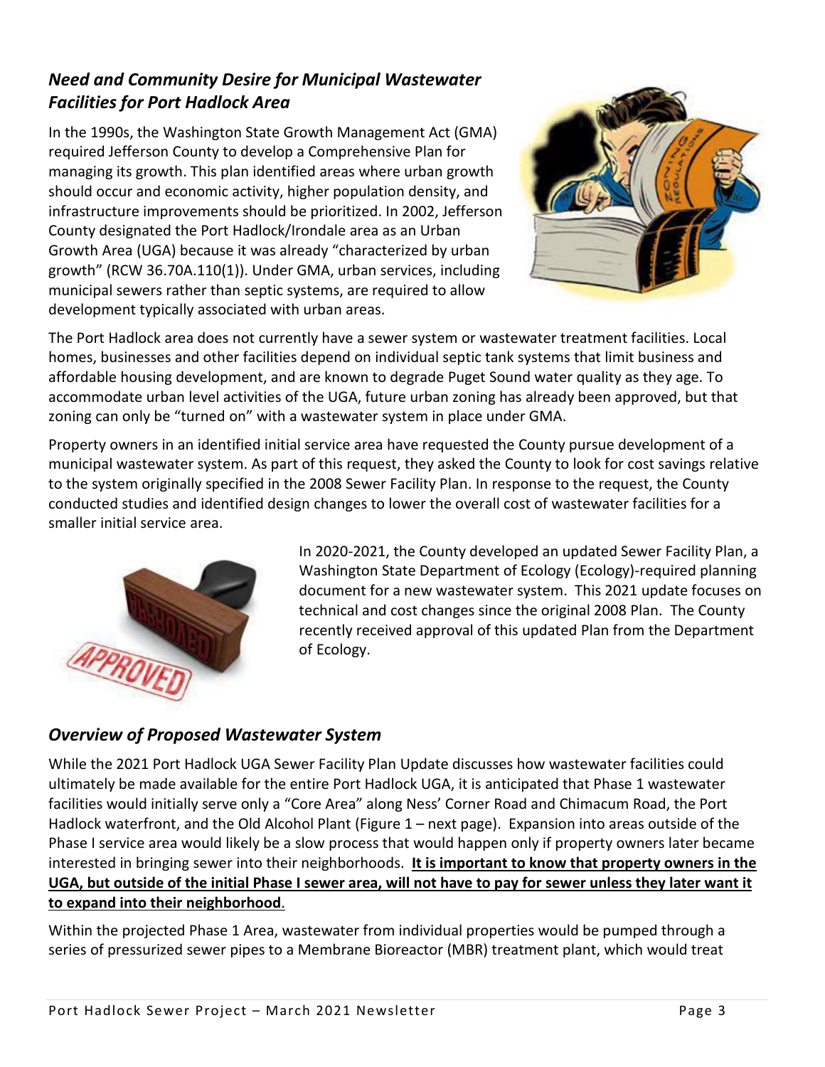## *Need and Community Desire for Municipal Wastewater Facilities for Port Hadlock Area*

In the 1990s, the Washington State Growth Management Act (GMA) required Jefferson County to develop a Comprehensive Plan for managing its growth. This plan identified areas where urban growth should occur and economic activity, higher population density, and infrastructure improvements should be prioritized. In 2002, Jefferson County designated the Port Hadlock/Irondale area as an Urban Growth Area (UGA) because it was already "characterized by urban growth" (RCW 36.70A.110(1)). Under GMA, urban services, including municipal sewers rather than septic systems, are required to allow development typically associated with urban areas.

The Port Hadlock area does not currently have a sewer system or wastewater treatment facilities. Local homes, businesses and other facilities depend on individual septic tank systems that limit business and affordable housing development, and are known to degrade Puget Sound water quality as they age. To accommodate urban level activities of the UGA, future urban zoning has already been approved, but that zoning can only be "turned on" with a wastewater system in place under GMA.

Property owners in an identified initial service area have requested the County pursue development of a municipal wastewater system. As part of this request, they asked the County to look for cost savings relative to the system originally specified in the 2008 Sewer Facility Plan. In response to the request, the County conducted studies and identified design changes to lower the overall cost of wastewater facilities for a smaller initial service area.

In 2020-2021, the County developed an updated Sewer Facility Plan, a Washington State Department of Ecology (Ecology)-required planning document for a new wastewater system. This 2021 update focuses on technical and cost changes since the original 2008 Plan. The County recently received approval of this updated Plan from the Department of Ecology.

## *Overview of Proposed Wastewater System*

While the 2021 Port Hadlock UGA Sewer Facility Plan Update discusses how wastewater facilities could ultimately be made available for the entire Port Hadlock UGA, it is anticipated that Phase 1 wastewater facilities would initially serve only a "Core Area" along Ness' Corner Road and Chimacum Road, the Port Hadlock waterfront, and the Old Alcohol Plant (Figure 1 – next page). Expansion into areas outside of the Phase I service area would likely be a slow process that would happen only if property owners later became interested in bringing sewer into their neighborhoods. **It is important to know that property owners in the UGA, but outside of the initial Phase I sewer area, will not have to pay for sewer unless they later want it to expand into their neighborhood**.

Within the projected Phase 1 Area, wastewater from individual properties would be pumped through a series of pressurized sewer pipes to a Membrane Bioreactor (MBR) treatment plant, which would treat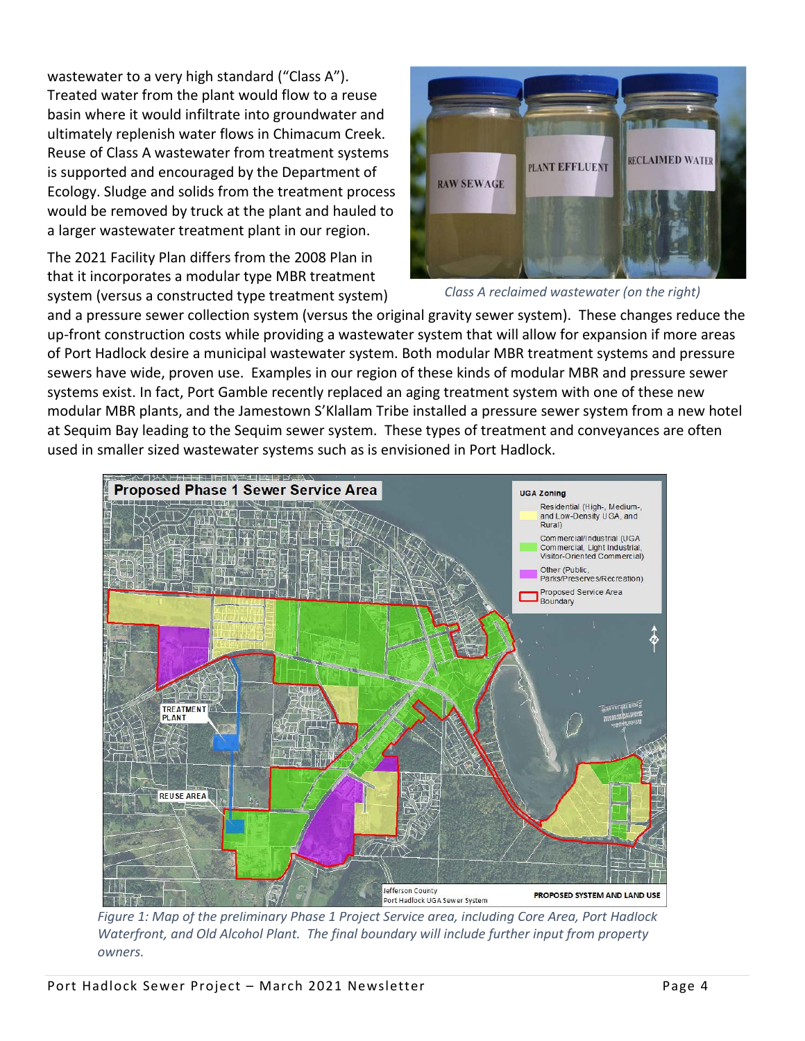wastewater to a very high standard ("Class A"). Treated water from the plant would flow to a reuse basin where it would infiltrate into groundwater and ultimately replenish water flows in Chimacum Creek. Reuse of Class A wastewater from treatment systems is supported and encouraged by the Department of Ecology. Sludge and solids from the treatment process would be removed by truck at the plant and hauled to a larger wastewater treatment plant in our region.

*Class A reclaimed wastewater (on the right)*

The 2021 Facility Plan differs from the 2008 Plan in that it incorporates a modular type MBR treatment system (versus a constructed type treatment system) and a pressure sewer collection system (versus the original gravity sewer system). These changes reduce the up-front construction costs while providing a wastewater system that will allow for expansion if more areas of Port Hadlock desire a municipal wastewater system. Both modular MBR treatment systems and pressure sewers have wide, proven use. Examples in our region of these kinds of modular MBR and pressure sewer systems exist. In fact, Port Gamble recently replaced an aging treatment system with one of these new modular MBR plants, and the Jamestown S'Klallam Tribe installed a pressure sewer system from a new hotel at Sequim Bay leading to the Sequim sewer system. These types of treatment and conveyances are often used in smaller sized wastewater systems such as is envisioned in Port Hadlock.

*Figure 1: Map of the preliminary Phase 1 Project Service area, including Core Area, Port Hadlock Waterfront, and Old Alcohol Plant. The final boundary will include further input from property owners.*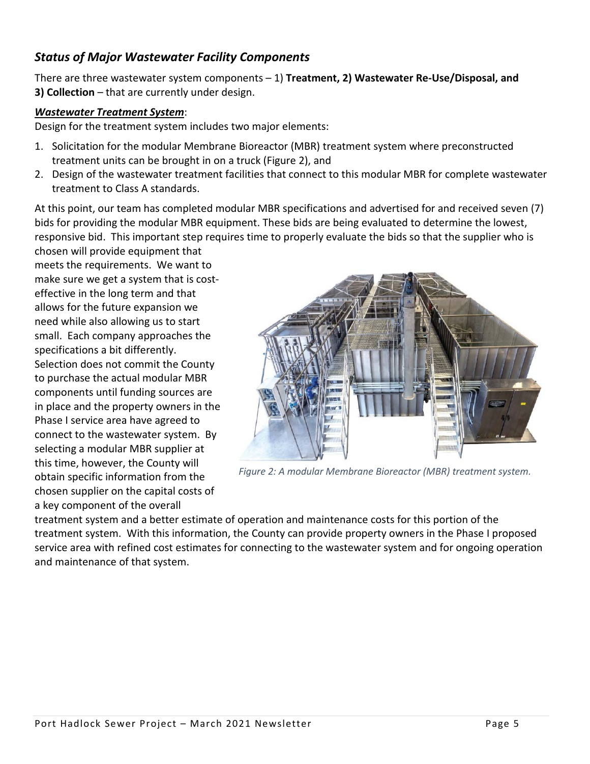## *Status of Major Wastewater Facility Components*

There are three wastewater system components – 1) **Treatment, 2) Wastewater Re-Use/Disposal, and 3) Collection** – that are currently under design.

***Wastewater Treatment System***:

Design for the treatment system includes two major elements:

1. Solicitation for the modular Membrane Bioreactor (MBR) treatment system where preconstructed treatment units can be brought in on a truck (Figure 2), and
2. Design of the wastewater treatment facilities that connect to this modular MBR for complete wastewater treatment to Class A standards.

At this point, our team has completed modular MBR specifications and advertised for and received seven (7) bids for providing the modular MBR equipment. These bids are being evaluated to determine the lowest, responsive bid. This important step requires time to properly evaluate the bids so that the supplier who is chosen will provide equipment that meets the requirements. We want to make sure we get a system that is cost-effective in the long term and that allows for the future expansion we need while also allowing us to start small. Each company approaches the specifications a bit differently. Selection does not commit the County to purchase the actual modular MBR components until funding sources are in place and the property owners in the Phase I service area have agreed to connect to the wastewater system. By selecting a modular MBR supplier at this time, however, the County will obtain specific information from the chosen supplier on the capital costs of a key component of the overall treatment system and a better estimate of operation and maintenance costs for this portion of the treatment system. With this information, the County can provide property owners in the Phase I proposed service area with refined cost estimates for connecting to the wastewater system and for ongoing operation and maintenance of that system.

*Figure 2: A modular Membrane Bioreactor (MBR) treatment system.*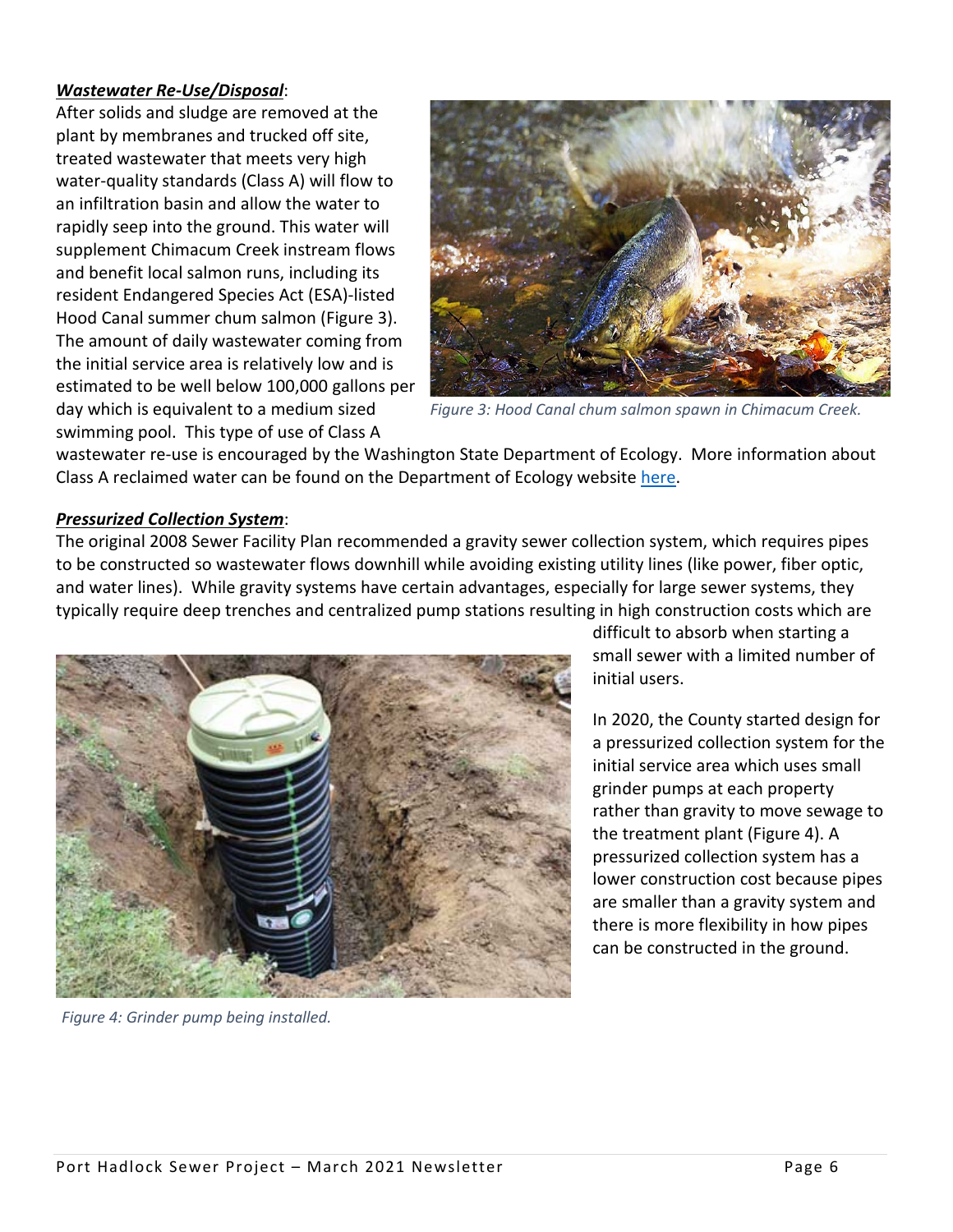***Wastewater Re-Use/Disposal***:

After solids and sludge are removed at the plant by membranes and trucked off site, treated wastewater that meets very high water-quality standards (Class A) will flow to an infiltration basin and allow the water to rapidly seep into the ground. This water will supplement Chimacum Creek instream flows and benefit local salmon runs, including its resident Endangered Species Act (ESA)-listed Hood Canal summer chum salmon (Figure 3). The amount of daily wastewater coming from the initial service area is relatively low and is estimated to be well below 100,000 gallons per day which is equivalent to a medium sized swimming pool. This type of use of Class A wastewater re-use is encouraged by the Washington State Department of Ecology. More information about Class A reclaimed water can be found on the Department of Ecology website here.

*Figure 3: Hood Canal chum salmon spawn in Chimacum Creek.*

***Pressurized Collection System***:

The original 2008 Sewer Facility Plan recommended a gravity sewer collection system, which requires pipes to be constructed so wastewater flows downhill while avoiding existing utility lines (like power, fiber optic, and water lines). While gravity systems have certain advantages, especially for large sewer systems, they typically require deep trenches and centralized pump stations resulting in high construction costs which are difficult to absorb when starting a small sewer with a limited number of initial users.

In 2020, the County started design for a pressurized collection system for the initial service area which uses small grinder pumps at each property rather than gravity to move sewage to the treatment plant (Figure 4). A pressurized collection system has a lower construction cost because pipes are smaller than a gravity system and there is more flexibility in how pipes can be constructed in the ground.

*Figure 4: Grinder pump being installed.*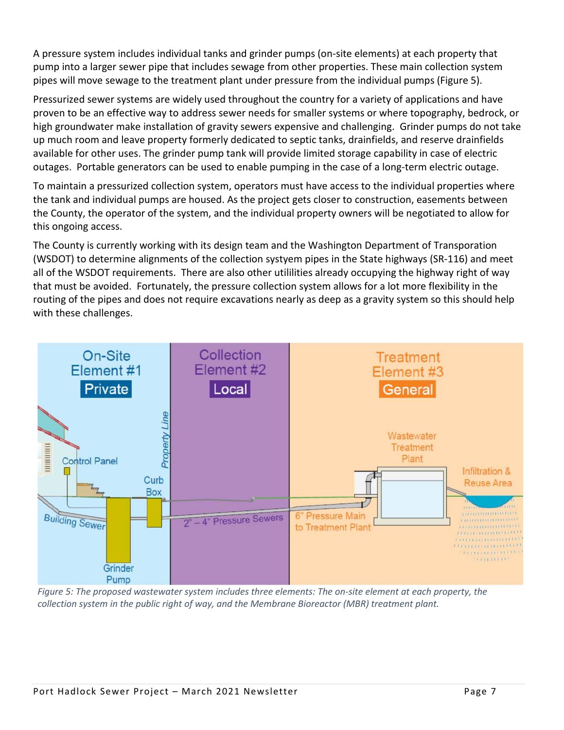A pressure system includes individual tanks and grinder pumps (on-site elements) at each property that pump into a larger sewer pipe that includes sewage from other properties. These main collection system pipes will move sewage to the treatment plant under pressure from the individual pumps (Figure 5).

Pressurized sewer systems are widely used throughout the country for a variety of applications and have proven to be an effective way to address sewer needs for smaller systems or where topography, bedrock, or high groundwater make installation of gravity sewers expensive and challenging. Grinder pumps do not take up much room and leave property formerly dedicated to septic tanks, drainfields, and reserve drainfields available for other uses. The grinder pump tank will provide limited storage capability in case of electric outages. Portable generators can be used to enable pumping in the case of a long-term electric outage.

To maintain a pressurized collection system, operators must have access to the individual properties where the tank and individual pumps are housed. As the project gets closer to construction, easements between the County, the operator of the system, and the individual property owners will be negotiated to allow for this ongoing access.

The County is currently working with its design team and the Washington Department of Transportation (WSDOT) to determine alignments of the collection systyem pipes in the State highways (SR-116) and meet all of the WSDOT requirements. There are also other utililities already occupying the highway right of way that must be avoided. Fortunately, the pressure collection system allows for a lot more flexibility in the routing of the pipes and does not require excavations nearly as deep as a gravity system so this should help with these challenges.

*Figure 5: The proposed wastewater system includes three elements: The on-site element at each property, the collection system in the public right of way, and the Membrane Bioreactor (MBR) treatment plant.*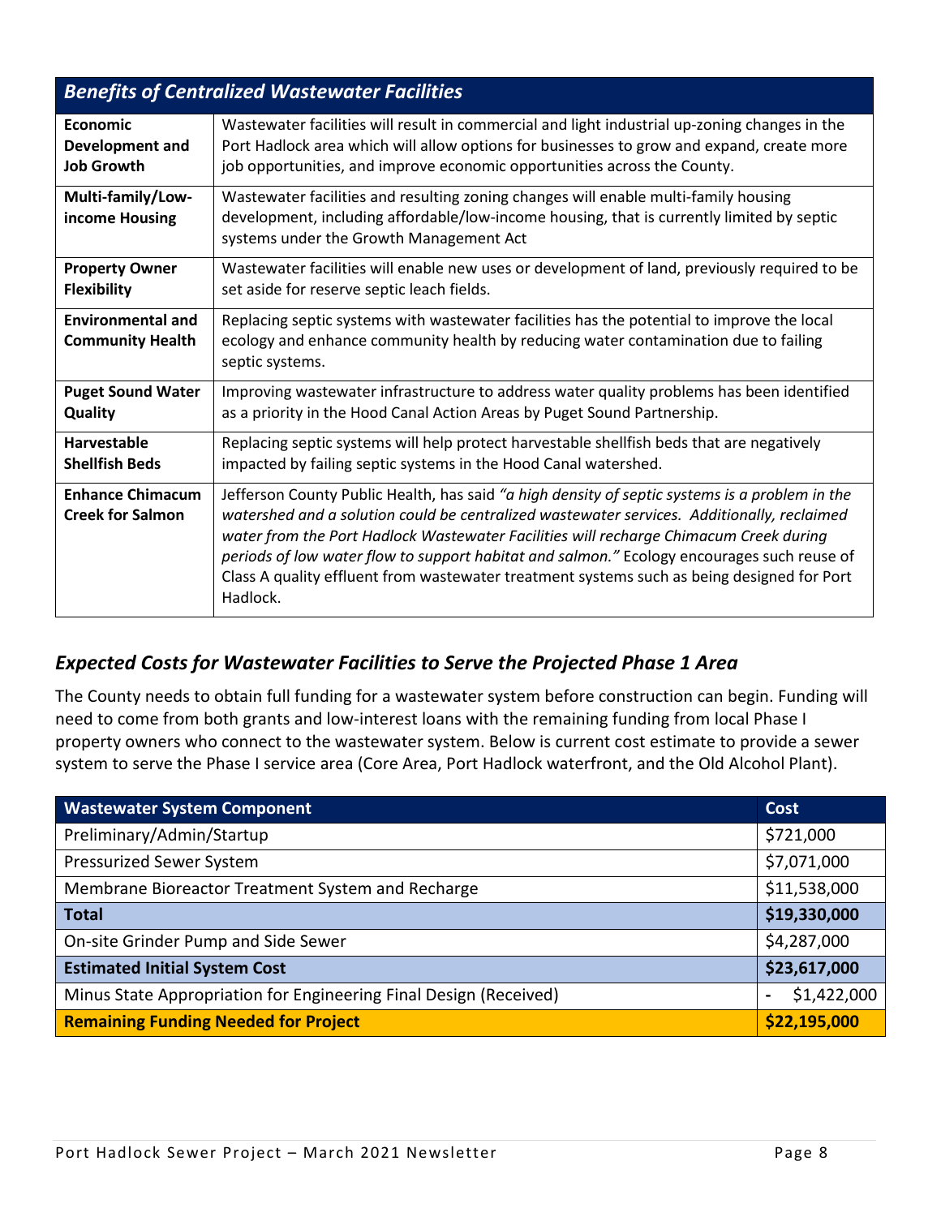| *Benefits of Centralized Wastewater Facilities* | |
|---|---|
| **Economic Development and Job Growth** | Wastewater facilities will result in commercial and light industrial up-zoning changes in the Port Hadlock area which will allow options for businesses to grow and expand, create more job opportunities, and improve economic opportunities across the County. |
| **Multi-family/Low-income Housing** | Wastewater facilities and resulting zoning changes will enable multi-family housing development, including affordable/low-income housing, that is currently limited by septic systems under the Growth Management Act |
| **Property Owner Flexibility** | Wastewater facilities will enable new uses or development of land, previously required to be set aside for reserve septic leach fields. |
| **Environmental and Community Health** | Replacing septic systems with wastewater facilities has the potential to improve the local ecology and enhance community health by reducing water contamination due to failing septic systems. |
| **Puget Sound Water Quality** | Improving wastewater infrastructure to address water quality problems has been identified as a priority in the Hood Canal Action Areas by Puget Sound Partnership. |
| **Harvestable Shellfish Beds** | Replacing septic systems will help protect harvestable shellfish beds that are negatively impacted by failing septic systems in the Hood Canal watershed. |
| **Enhance Chimacum Creek for Salmon** | Jefferson County Public Health, has said *"a high density of septic systems is a problem in the watershed and a solution could be centralized wastewater services. Additionally, reclaimed water from the Port Hadlock Wastewater Facilities will recharge Chimacum Creek during periods of low water flow to support habitat and salmon."* Ecology encourages such reuse of Class A quality effluent from wastewater treatment systems such as being designed for Port Hadlock. |

## *Expected Costs for Wastewater Facilities to Serve the Projected Phase 1 Area*

The County needs to obtain full funding for a wastewater system before construction can begin. Funding will need to come from both grants and low-interest loans with the remaining funding from local Phase I property owners who connect to the wastewater system. Below is current cost estimate to provide a sewer system to serve the Phase I service area (Core Area, Port Hadlock waterfront, and the Old Alcohol Plant).

| Wastewater System Component | Cost |
|---|---|
| Preliminary/Admin/Startup | $721,000 |
| Pressurized Sewer System | $7,071,000 |
| Membrane Bioreactor Treatment System and Recharge | $11,538,000 |
| **Total** | **$19,330,000** |
| On-site Grinder Pump and Side Sewer | $4,287,000 |
| **Estimated Initial System Cost** | **$23,617,000** |
| Minus State Appropriation for Engineering Final Design (Received) | - $1,422,000 |
| **Remaining Funding Needed for Project** | **$22,195,000** |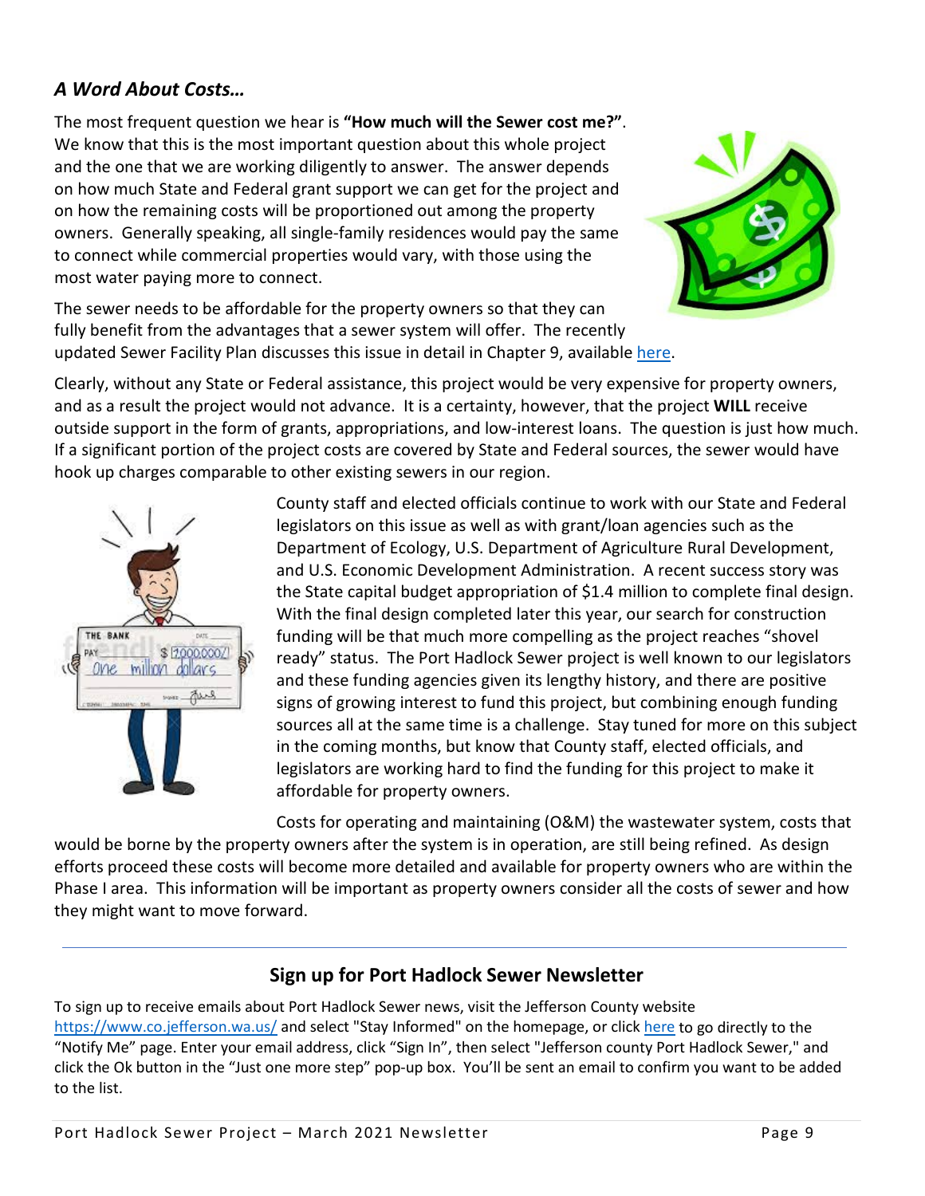## *A Word About Costs…*

The most frequent question we hear is **"How much will the Sewer cost me?"**. We know that this is the most important question about this whole project and the one that we are working diligently to answer. The answer depends on how much State and Federal grant support we can get for the project and on how the remaining costs will be proportioned out among the property owners. Generally speaking, all single-family residences would pay the same to connect while commercial properties would vary, with those using the most water paying more to connect.

The sewer needs to be affordable for the property owners so that they can fully benefit from the advantages that a sewer system will offer. The recently updated Sewer Facility Plan discusses this issue in detail in Chapter 9, available here.

Clearly, without any State or Federal assistance, this project would be very expensive for property owners, and as a result the project would not advance. It is a certainty, however, that the project **WILL** receive outside support in the form of grants, appropriations, and low-interest loans. The question is just how much. If a significant portion of the project costs are covered by State and Federal sources, the sewer would have hook up charges comparable to other existing sewers in our region.

County staff and elected officials continue to work with our State and Federal legislators on this issue as well as with grant/loan agencies such as the Department of Ecology, U.S. Department of Agriculture Rural Development, and U.S. Economic Development Administration. A recent success story was the State capital budget appropriation of $1.4 million to complete final design. With the final design completed later this year, our search for construction funding will be that much more compelling as the project reaches "shovel ready" status. The Port Hadlock Sewer project is well known to our legislators and these funding agencies given its lengthy history, and there are positive signs of growing interest to fund this project, but combining enough funding sources all at the same time is a challenge. Stay tuned for more on this subject in the coming months, but know that County staff, elected officials, and legislators are working hard to find the funding for this project to make it affordable for property owners.

Costs for operating and maintaining (O&M) the wastewater system, costs that would be borne by the property owners after the system is in operation, are still being refined. As design efforts proceed these costs will become more detailed and available for property owners who are within the Phase I area. This information will be important as property owners consider all the costs of sewer and how they might want to move forward.

---

## Sign up for Port Hadlock Sewer Newsletter

To sign up to receive emails about Port Hadlock Sewer news, visit the Jefferson County website https://www.co.jefferson.wa.us/ and select "Stay Informed" on the homepage, or click here to go directly to the "Notify Me" page. Enter your email address, click "Sign In", then select "Jefferson county Port Hadlock Sewer," and click the Ok button in the "Just one more step" pop-up box. You'll be sent an email to confirm you want to be added to the list.